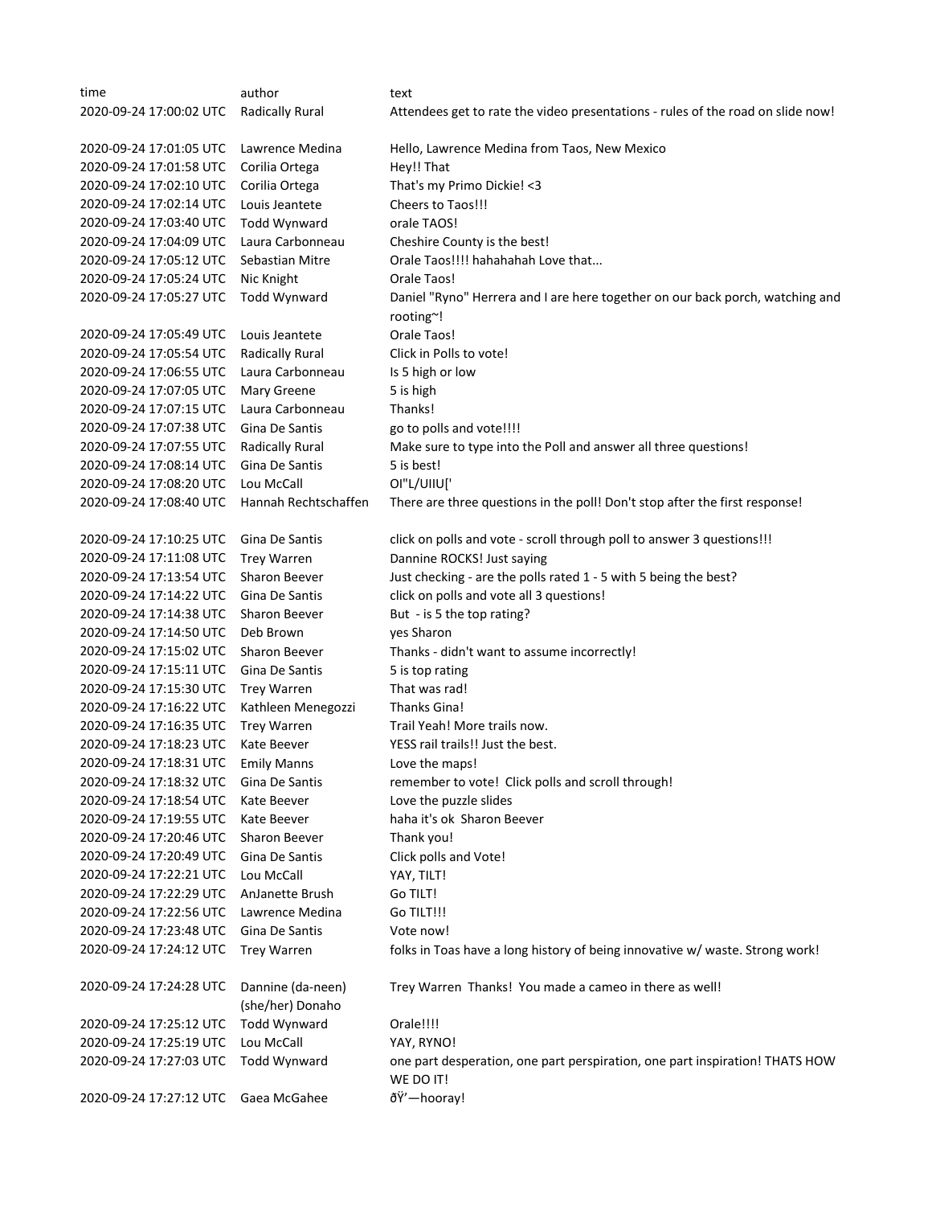| time | author | text |
| --- | --- | --- |
| 2020-09-24 17:00:02 UTC | Radically Rural | Attendees get to rate the video presentations - rules of the road on slide now! |
| 2020-09-24 17:01:05 UTC | Lawrence Medina | Hello, Lawrence Medina from Taos, New Mexico |
| 2020-09-24 17:01:58 UTC | Corilia Ortega | Hey!! That |
| 2020-09-24 17:02:10 UTC | Corilia Ortega | That's my Primo Dickie! <3 |
| 2020-09-24 17:02:14 UTC | Louis Jeantete | Cheers to Taos!!! |
| 2020-09-24 17:03:40 UTC | Todd Wynward | orale TAOS! |
| 2020-09-24 17:04:09 UTC | Laura Carbonneau | Cheshire County is the best! |
| 2020-09-24 17:05:12 UTC | Sebastian Mitre | Orale Taos!!!! hahahahah Love that... |
| 2020-09-24 17:05:24 UTC | Nic Knight | Orale Taos! |
| 2020-09-24 17:05:27 UTC | Todd Wynward | Daniel "Ryno" Herrera and I are here together on our back porch, watching and rooting~! |
| 2020-09-24 17:05:49 UTC | Louis Jeantete | Orale Taos! |
| 2020-09-24 17:05:54 UTC | Radically Rural | Click in Polls to vote! |
| 2020-09-24 17:06:55 UTC | Laura Carbonneau | Is 5 high or low |
| 2020-09-24 17:07:05 UTC | Mary Greene | 5 is high |
| 2020-09-24 17:07:15 UTC | Laura Carbonneau | Thanks! |
| 2020-09-24 17:07:38 UTC | Gina De Santis | go to polls and vote!!!! |
| 2020-09-24 17:07:55 UTC | Radically Rural | Make sure to type into the Poll and answer all three questions! |
| 2020-09-24 17:08:14 UTC | Gina De Santis | 5 is best! |
| 2020-09-24 17:08:20 UTC | Lou McCall | OI"L/UIIU[' |
| 2020-09-24 17:08:40 UTC | Hannah Rechtschaffen | There are three questions in the poll! Don't stop after the first response! |
| 2020-09-24 17:10:25 UTC | Gina De Santis | click on polls and vote - scroll through poll to answer 3 questions!!! |
| 2020-09-24 17:11:08 UTC | Trey Warren | Dannine ROCKS! Just saying |
| 2020-09-24 17:13:54 UTC | Sharon Beever | Just checking - are the polls rated 1 - 5 with 5 being the best? |
| 2020-09-24 17:14:22 UTC | Gina De Santis | click on polls and vote all 3 questions! |
| 2020-09-24 17:14:38 UTC | Sharon Beever | But - is 5 the top rating? |
| 2020-09-24 17:14:50 UTC | Deb Brown | yes Sharon |
| 2020-09-24 17:15:02 UTC | Sharon Beever | Thanks - didn't want to assume incorrectly! |
| 2020-09-24 17:15:11 UTC | Gina De Santis | 5 is top rating |
| 2020-09-24 17:15:30 UTC | Trey Warren | That was rad! |
| 2020-09-24 17:16:22 UTC | Kathleen Menegozzi | Thanks Gina! |
| 2020-09-24 17:16:35 UTC | Trey Warren | Trail Yeah! More trails now. |
| 2020-09-24 17:18:23 UTC | Kate Beever | YESS rail trails!! Just the best. |
| 2020-09-24 17:18:31 UTC | Emily Manns | Love the maps! |
| 2020-09-24 17:18:32 UTC | Gina De Santis | remember to vote! Click polls and scroll through! |
| 2020-09-24 17:18:54 UTC | Kate Beever | Love the puzzle slides |
| 2020-09-24 17:19:55 UTC | Kate Beever | haha it's ok Sharon Beever |
| 2020-09-24 17:20:46 UTC | Sharon Beever | Thank you! |
| 2020-09-24 17:20:49 UTC | Gina De Santis | Click polls and Vote! |
| 2020-09-24 17:22:21 UTC | Lou McCall | YAY, TILT! |
| 2020-09-24 17:22:29 UTC | AnJanette Brush | Go TILT! |
| 2020-09-24 17:22:56 UTC | Lawrence Medina | Go TILT!!! |
| 2020-09-24 17:23:48 UTC | Gina De Santis | Vote now! |
| 2020-09-24 17:24:12 UTC | Trey Warren | folks in Toas have a long history of being innovative w/ waste. Strong work! |
| 2020-09-24 17:24:28 UTC | Dannine (da-neen) (she/her) Donaho | Trey Warren Thanks! You made a cameo in there as well! |
| 2020-09-24 17:25:12 UTC | Todd Wynward | Orale!!!! |
| 2020-09-24 17:25:19 UTC | Lou McCall | YAY, RYNO! |
| 2020-09-24 17:27:03 UTC | Todd Wynward | one part desperation, one part perspiration, one part inspiration! THATS HOW WE DO IT! |
| 2020-09-24 17:27:12 UTC | Gaea McGahee | ðŸ'—hooray! |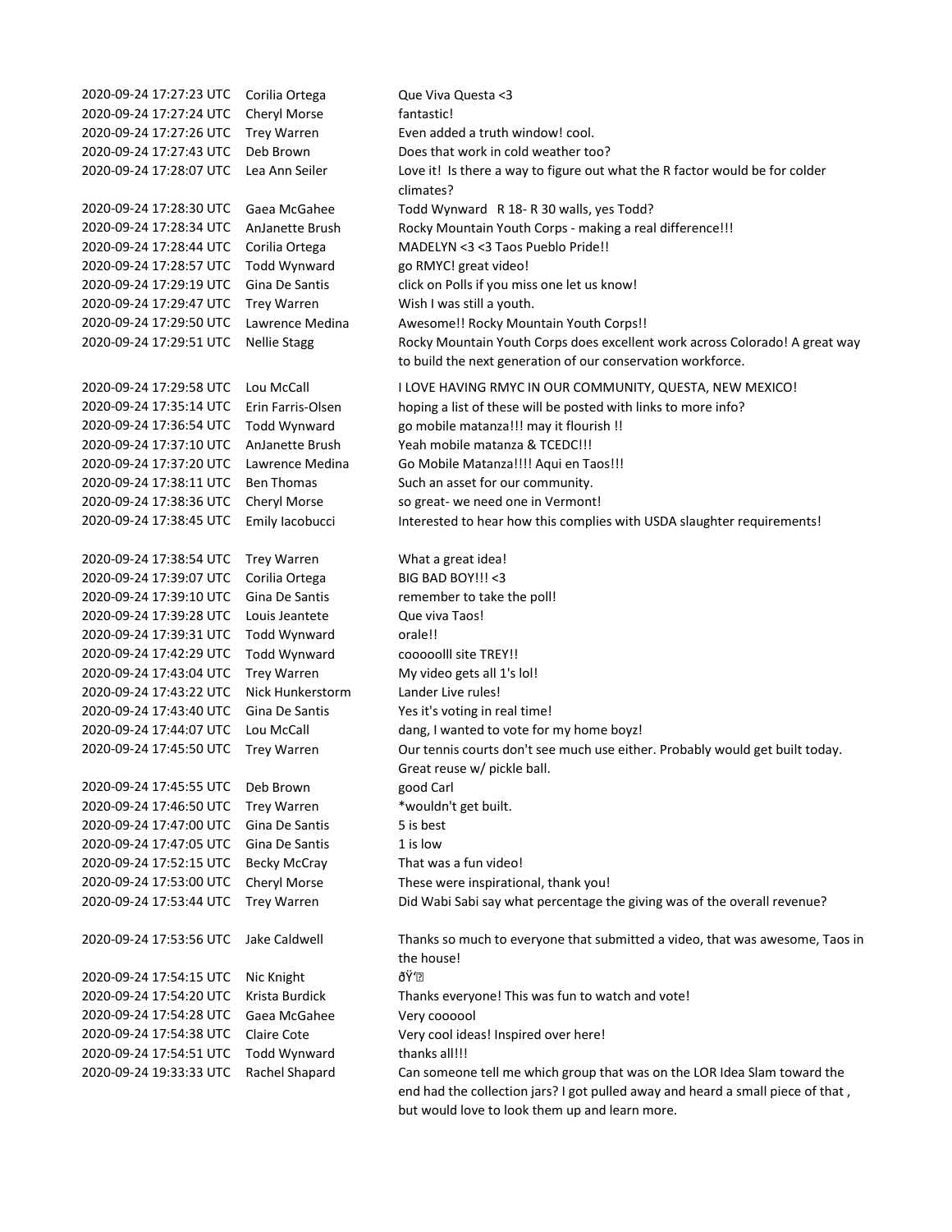| | | |
|---|---|---|
| 2020-09-24 17:27:23 UTC | Corilia Ortega | Que Viva Questa <3 |
| 2020-09-24 17:27:24 UTC | Cheryl Morse | fantastic! |
| 2020-09-24 17:27:26 UTC | Trey Warren | Even added a truth window! cool. |
| 2020-09-24 17:27:43 UTC | Deb Brown | Does that work in cold weather too? |
| 2020-09-24 17:28:07 UTC | Lea Ann Seiler | Love it! Is there a way to figure out what the R factor would be for colder climates? |
| 2020-09-24 17:28:30 UTC | Gaea McGahee | Todd Wynward R 18- R 30 walls, yes Todd? |
| 2020-09-24 17:28:34 UTC | AnJanette Brush | Rocky Mountain Youth Corps - making a real difference!!! |
| 2020-09-24 17:28:44 UTC | Corilia Ortega | MADELYN <3 <3 Taos Pueblo Pride!! |
| 2020-09-24 17:28:57 UTC | Todd Wynward | go RMYC! great video! |
| 2020-09-24 17:29:19 UTC | Gina De Santis | click on Polls if you miss one let us know! |
| 2020-09-24 17:29:47 UTC | Trey Warren | Wish I was still a youth. |
| 2020-09-24 17:29:50 UTC | Lawrence Medina | Awesome!! Rocky Mountain Youth Corps!! |
| 2020-09-24 17:29:51 UTC | Nellie Stagg | Rocky Mountain Youth Corps does excellent work across Colorado! A great way to build the next generation of our conservation workforce. |
| 2020-09-24 17:29:58 UTC | Lou McCall | I LOVE HAVING RMYC IN OUR COMMUNITY, QUESTA, NEW MEXICO! |
| 2020-09-24 17:35:14 UTC | Erin Farris-Olsen | hoping a list of these will be posted with links to more info? |
| 2020-09-24 17:36:54 UTC | Todd Wynward | go mobile matanza!!! may it flourish !! |
| 2020-09-24 17:37:10 UTC | AnJanette Brush | Yeah mobile matanza & TCEDC!!! |
| 2020-09-24 17:37:20 UTC | Lawrence Medina | Go Mobile Matanza!!!! Aqui en Taos!!! |
| 2020-09-24 17:38:11 UTC | Ben Thomas | Such an asset for our community. |
| 2020-09-24 17:38:36 UTC | Cheryl Morse | so great- we need one in Vermont! |
| 2020-09-24 17:38:45 UTC | Emily Iacobucci | Interested to hear how this complies with USDA slaughter requirements! |
| 2020-09-24 17:38:54 UTC | Trey Warren | What a great idea! |
| 2020-09-24 17:39:07 UTC | Corilia Ortega | BIG BAD BOY!!! <3 |
| 2020-09-24 17:39:10 UTC | Gina De Santis | remember to take the poll! |
| 2020-09-24 17:39:28 UTC | Louis Jeantete | Que viva Taos! |
| 2020-09-24 17:39:31 UTC | Todd Wynward | orale!! |
| 2020-09-24 17:42:29 UTC | Todd Wynward | coooolll site TREY!! |
| 2020-09-24 17:43:04 UTC | Trey Warren | My video gets all 1's lol! |
| 2020-09-24 17:43:22 UTC | Nick Hunkerstorm | Lander Live rules! |
| 2020-09-24 17:43:40 UTC | Gina De Santis | Yes it's voting in real time! |
| 2020-09-24 17:44:07 UTC | Lou McCall | dang, I wanted to vote for my home boyz! |
| 2020-09-24 17:45:50 UTC | Trey Warren | Our tennis courts don't see much use either. Probably would get built today. Great reuse w/ pickle ball. |
| 2020-09-24 17:45:55 UTC | Deb Brown | good Carl |
| 2020-09-24 17:46:50 UTC | Trey Warren | *wouldn't get built. |
| 2020-09-24 17:47:00 UTC | Gina De Santis | 5 is best |
| 2020-09-24 17:47:05 UTC | Gina De Santis | 1 is low |
| 2020-09-24 17:52:15 UTC | Becky McCray | That was a fun video! |
| 2020-09-24 17:53:00 UTC | Cheryl Morse | These were inspirational, thank you! |
| 2020-09-24 17:53:44 UTC | Trey Warren | Did Wabi Sabi say what percentage the giving was of the overall revenue? |
| 2020-09-24 17:53:56 UTC | Jake Caldwell | Thanks so much to everyone that submitted a video, that was awesome, Taos in the house! |
| 2020-09-24 17:54:15 UTC | Nic Knight | ðŸ'� |
| 2020-09-24 17:54:20 UTC | Krista Burdick | Thanks everyone! This was fun to watch and vote! |
| 2020-09-24 17:54:28 UTC | Gaea McGahee | Very coooool |
| 2020-09-24 17:54:38 UTC | Claire Cote | Very cool ideas! Inspired over here! |
| 2020-09-24 17:54:51 UTC | Todd Wynward | thanks all!!! |
| 2020-09-24 19:33:33 UTC | Rachel Shapard | Can someone tell me which group that was on the LOR Idea Slam toward the end had the collection jars? I got pulled away and heard a small piece of that , but would love to look them up and learn more. |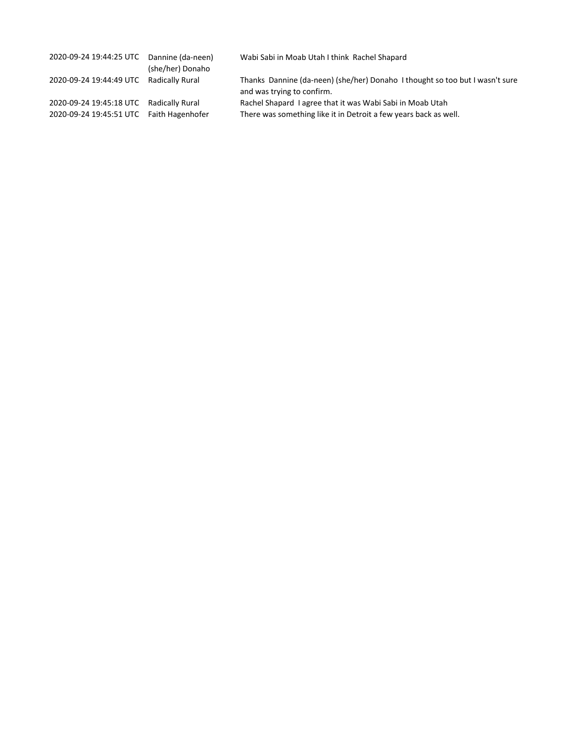| | | |
|---|---|---|
| 2020-09-24 19:44:25 UTC | Dannine (da-neen) (she/her) Donaho | Wabi Sabi in Moab Utah I think Rachel Shapard |
| 2020-09-24 19:44:49 UTC | Radically Rural | Thanks Dannine (da-neen) (she/her) Donaho I thought so too but I wasn't sure and was trying to confirm. |
| 2020-09-24 19:45:18 UTC | Radically Rural | Rachel Shapard I agree that it was Wabi Sabi in Moab Utah |
| 2020-09-24 19:45:51 UTC | Faith Hagenhofer | There was something like it in Detroit a few years back as well. |